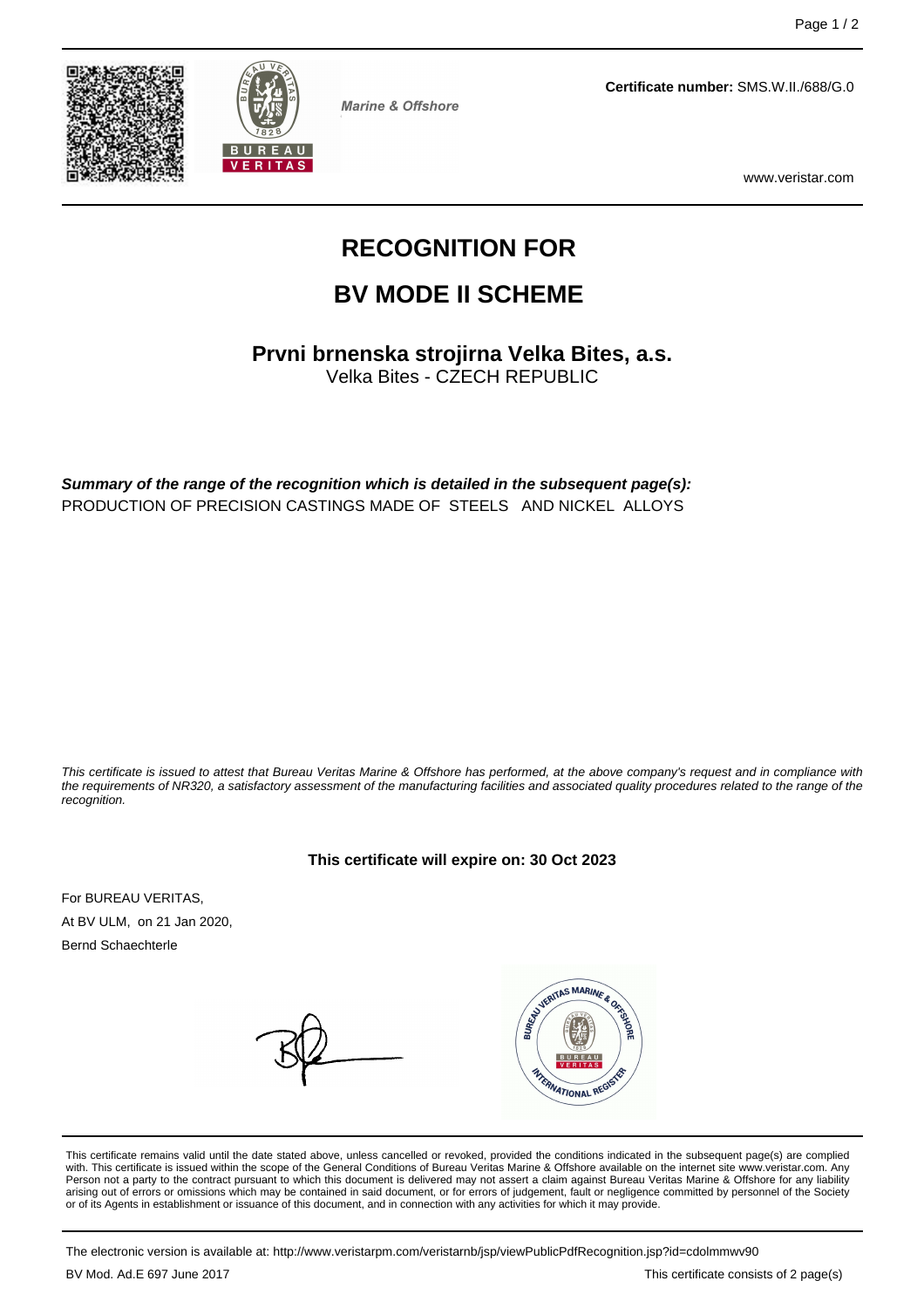Marine & Offshore

**Certificate number:** SMS.W.II./688/G.0

www.veristar.com

# RECOGNITION FOR

# BV MODE II SCHEME

## Prvni brnenska strojirna Velka Bites, a.s.

Velka Bites - CZECH REPUBLIC

***Summary of the range of the recognition which is detailed in the subsequent page(s):***

PRODUCTION OF PRECISION CASTINGS MADE OF STEELS AND NICKEL ALLOYS

*This certificate is issued to attest that Bureau Veritas Marine & Offshore has performed, at the above company's request and in compliance with the requirements of NR320, a satisfactory assessment of the manufacturing facilities and associated quality procedures related to the range of the recognition.*

**This certificate will expire on: 30 Oct 2023**

For BUREAU VERITAS,

At BV ULM, on 21 Jan 2020,

Bernd Schaechterle

This certificate remains valid until the date stated above, unless cancelled or revoked, provided the conditions indicated in the subsequent page(s) are complied with. This certificate is issued within the scope of the General Conditions of Bureau Veritas Marine & Offshore available on the internet site www.veristar.com. Any Person not a party to the contract pursuant to which this document is delivered may not assert a claim against Bureau Veritas Marine & Offshore for any liability arising out of errors or omissions which may be contained in said document, or for errors of judgement, fault or negligence committed by personnel of the Society or of its Agents in establishment or issuance of this document, and in connection with any activities for which it may provide.

The electronic version is available at: http://www.veristarpm.com/veristarnb/jsp/viewPublicPdfRecognition.jsp?id=cdolmmwv90

BV Mod. Ad.E 697 June 2017

This certificate consists of 2 page(s)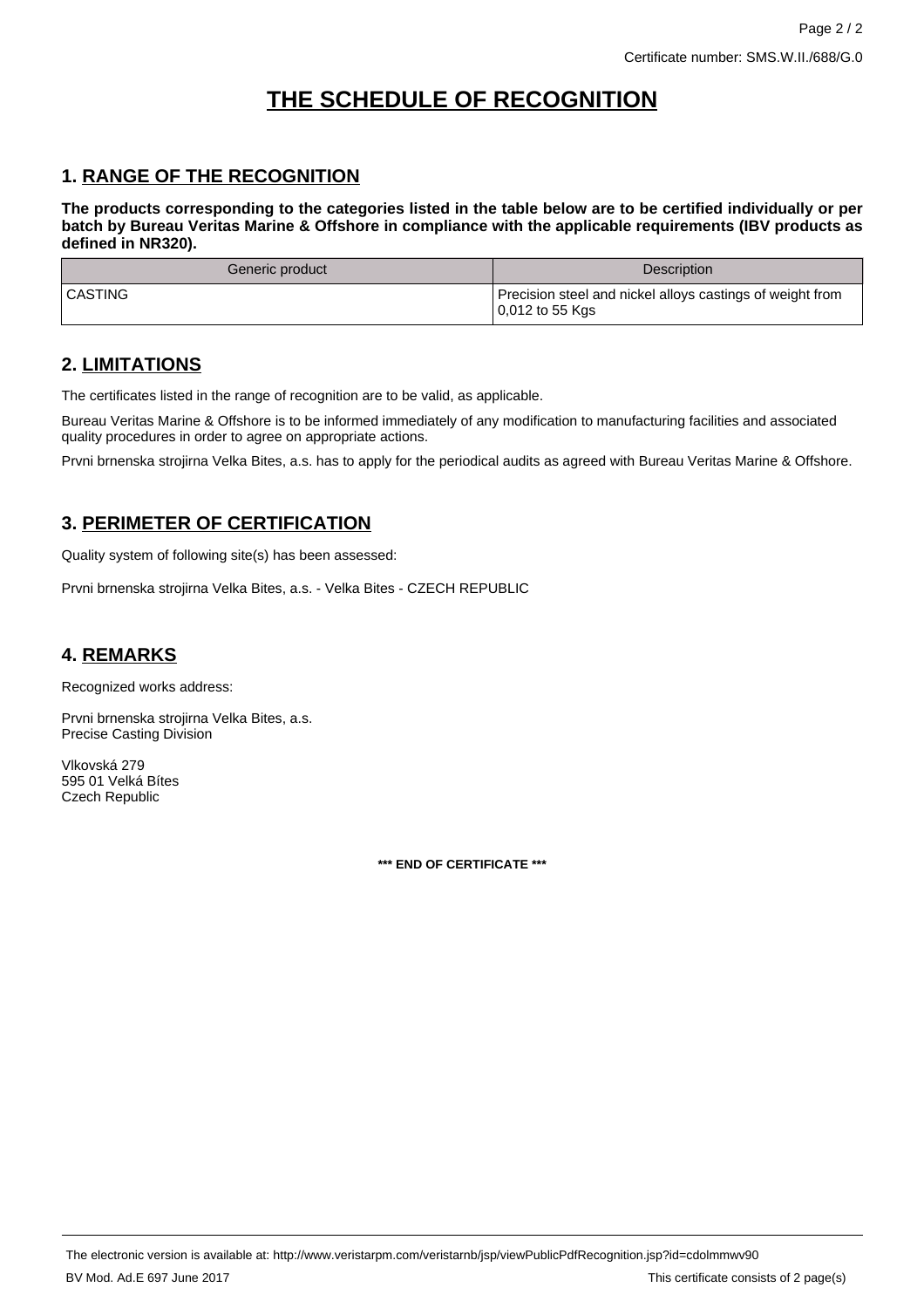Certificate number: SMS.W.II./688/G.0

# THE SCHEDULE OF RECOGNITION

## 1. RANGE OF THE RECOGNITION

**The products corresponding to the categories listed in the table below are to be certified individually or per batch by Bureau Veritas Marine & Offshore in compliance with the applicable requirements (IBV products as defined in NR320).**

| Generic product | Description |
|---|---|
| CASTING | Precision steel and nickel alloys castings of weight from 0,012 to 55 Kgs |

## 2. LIMITATIONS

The certificates listed in the range of recognition are to be valid, as applicable.

Bureau Veritas Marine & Offshore is to be informed immediately of any modification to manufacturing facilities and associated quality procedures in order to agree on appropriate actions.

Prvni brnenska strojirna Velka Bites, a.s. has to apply for the periodical audits as agreed with Bureau Veritas Marine & Offshore.

## 3. PERIMETER OF CERTIFICATION

Quality system of following site(s) has been assessed:

Prvni brnenska strojirna Velka Bites, a.s. - Velka Bites - CZECH REPUBLIC

## 4. REMARKS

Recognized works address:

Prvni brnenska strojirna Velka Bites, a.s.
Precise Casting Division

Vlkovská 279
595 01 Velká Bítes
Czech Republic

**\*\*\* END OF CERTIFICATE \*\*\***

The electronic version is available at: http://www.veristarpm.com/veristarnb/jsp/viewPublicPdfRecognition.jsp?id=cdolmmwv90

BV Mod. Ad.E 697 June 2017

This certificate consists of 2 page(s)